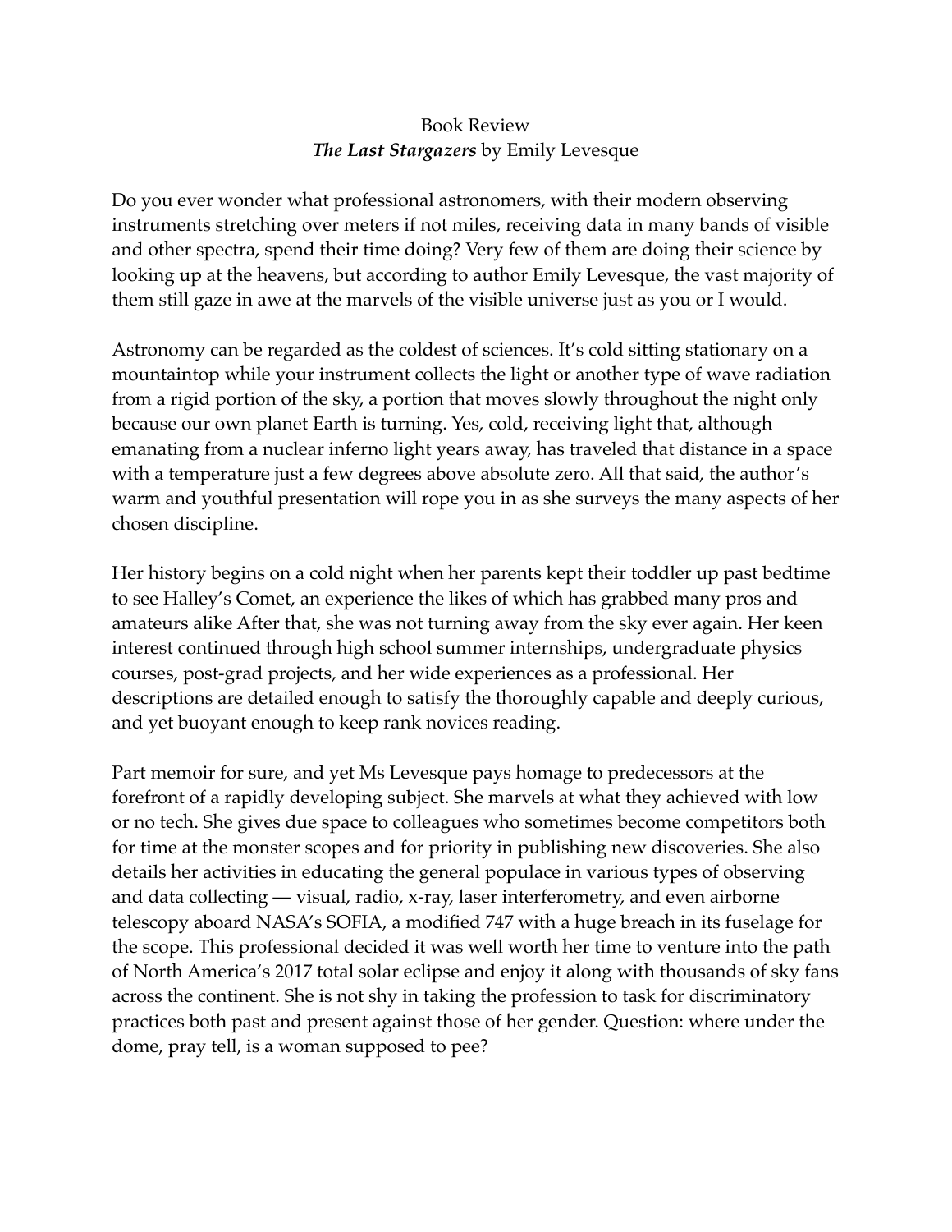Book Review

***The Last Stargazers*** by Emily Levesque

Do you ever wonder what professional astronomers, with their modern observing instruments stretching over meters if not miles, receiving data in many bands of visible and other spectra, spend their time doing? Very few of them are doing their science by looking up at the heavens, but according to author Emily Levesque, the vast majority of them still gaze in awe at the marvels of the visible universe just as you or I would.

Astronomy can be regarded as the coldest of sciences. It's cold sitting stationary on a mountaintop while your instrument collects the light or another type of wave radiation from a rigid portion of the sky, a portion that moves slowly throughout the night only because our own planet Earth is turning. Yes, cold, receiving light that, although emanating from a nuclear inferno light years away, has traveled that distance in a space with a temperature just a few degrees above absolute zero. All that said, the author's warm and youthful presentation will rope you in as she surveys the many aspects of her chosen discipline.

Her history begins on a cold night when her parents kept their toddler up past bedtime to see Halley's Comet, an experience the likes of which has grabbed many pros and amateurs alike After that, she was not turning away from the sky ever again. Her keen interest continued through high school summer internships, undergraduate physics courses, post-grad projects, and her wide experiences as a professional. Her descriptions are detailed enough to satisfy the thoroughly capable and deeply curious, and yet buoyant enough to keep rank novices reading.

Part memoir for sure, and yet Ms Levesque pays homage to predecessors at the forefront of a rapidly developing subject. She marvels at what they achieved with low or no tech. She gives due space to colleagues who sometimes become competitors both for time at the monster scopes and for priority in publishing new discoveries. She also details her activities in educating the general populace in various types of observing and data collecting — visual, radio, x-ray, laser interferometry, and even airborne telescopy aboard NASA's SOFIA, a modified 747 with a huge breach in its fuselage for the scope. This professional decided it was well worth her time to venture into the path of North America's 2017 total solar eclipse and enjoy it along with thousands of sky fans across the continent. She is not shy in taking the profession to task for discriminatory practices both past and present against those of her gender. Question: where under the dome, pray tell, is a woman supposed to pee?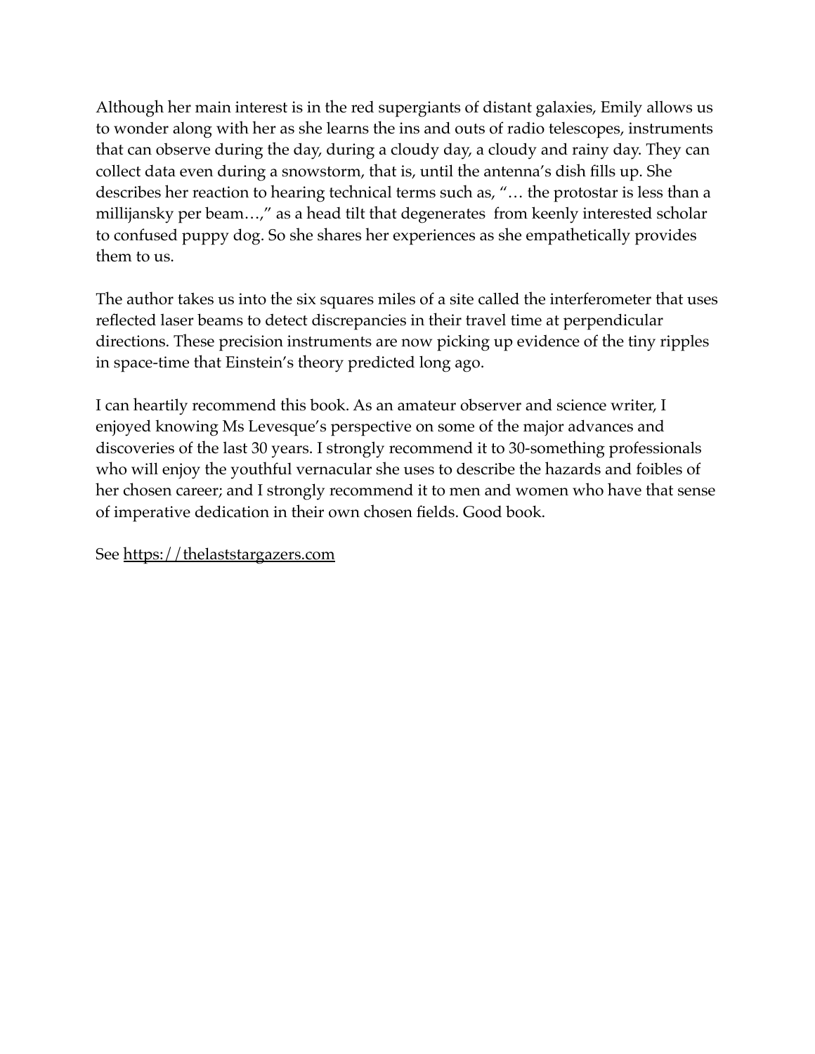Although her main interest is in the red supergiants of distant galaxies, Emily allows us to wonder along with her as she learns the ins and outs of radio telescopes, instruments that can observe during the day, during a cloudy day, a cloudy and rainy day. They can collect data even during a snowstorm, that is, until the antenna's dish fills up. She describes her reaction to hearing technical terms such as, "… the protostar is less than a millijansky per beam…," as a head tilt that degenerates from keenly interested scholar to confused puppy dog. So she shares her experiences as she empathetically provides them to us.

The author takes us into the six squares miles of a site called the interferometer that uses reflected laser beams to detect discrepancies in their travel time at perpendicular directions. These precision instruments are now picking up evidence of the tiny ripples in space-time that Einstein's theory predicted long ago.

I can heartily recommend this book. As an amateur observer and science writer, I enjoyed knowing Ms Levesque's perspective on some of the major advances and discoveries of the last 30 years. I strongly recommend it to 30-something professionals who will enjoy the youthful vernacular she uses to describe the hazards and foibles of her chosen career; and I strongly recommend it to men and women who have that sense of imperative dedication in their own chosen fields. Good book.

See [https://thelaststargazers.com](https://thelaststargazers.com)